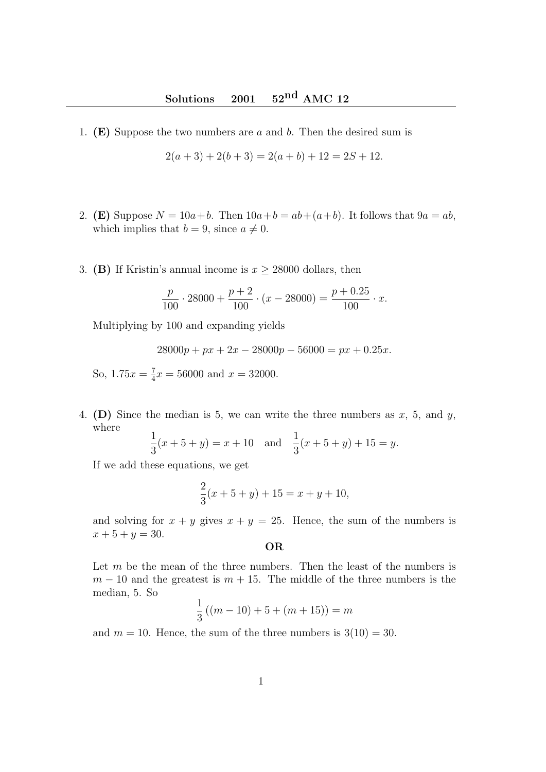# Solutions 2001 52nd AMC 12

1. **(E)** Suppose the two numbers are $a$ and $b$. Then the desired sum is

$$2(a+3) + 2(b+3) = 2(a+b) + 12 = 2S + 12.$$

2. **(E)** Suppose $N = 10a+b$. Then $10a+b = ab+(a+b)$. It follows that $9a = ab$, which implies that $b = 9$, since $a \neq 0$.

3. **(B)** If Kristin's annual income is $x \geq 28000$ dollars, then

$$\frac{p}{100} \cdot 28000 + \frac{p+2}{100} \cdot (x - 28000) = \frac{p+0.25}{100} \cdot x.$$

Multiplying by 100 and expanding yields

$$28000p + px + 2x - 28000p - 56000 = px + 0.25x.$$

So, $1.75x = \frac{7}{4}x = 56000$ and $x = 32000$.

4. **(D)** Since the median is 5, we can write the three numbers as $x$, 5, and $y$, where

$$\frac{1}{3}(x+5+y) = x + 10 \quad \text{and} \quad \frac{1}{3}(x+5+y) + 15 = y.$$

If we add these equations, we get

$$\frac{2}{3}(x+5+y) + 15 = x + y + 10,$$

and solving for $x+y$ gives $x+y = 25$. Hence, the sum of the numbers is $x+5+y = 30$.

**OR**

Let $m$ be the mean of the three numbers. Then the least of the numbers is $m-10$ and the greatest is $m+15$. The middle of the three numbers is the median, 5. So

$$\frac{1}{3}\left((m-10) + 5 + (m+15)\right) = m$$

and $m = 10$. Hence, the sum of the three numbers is $3(10) = 30$.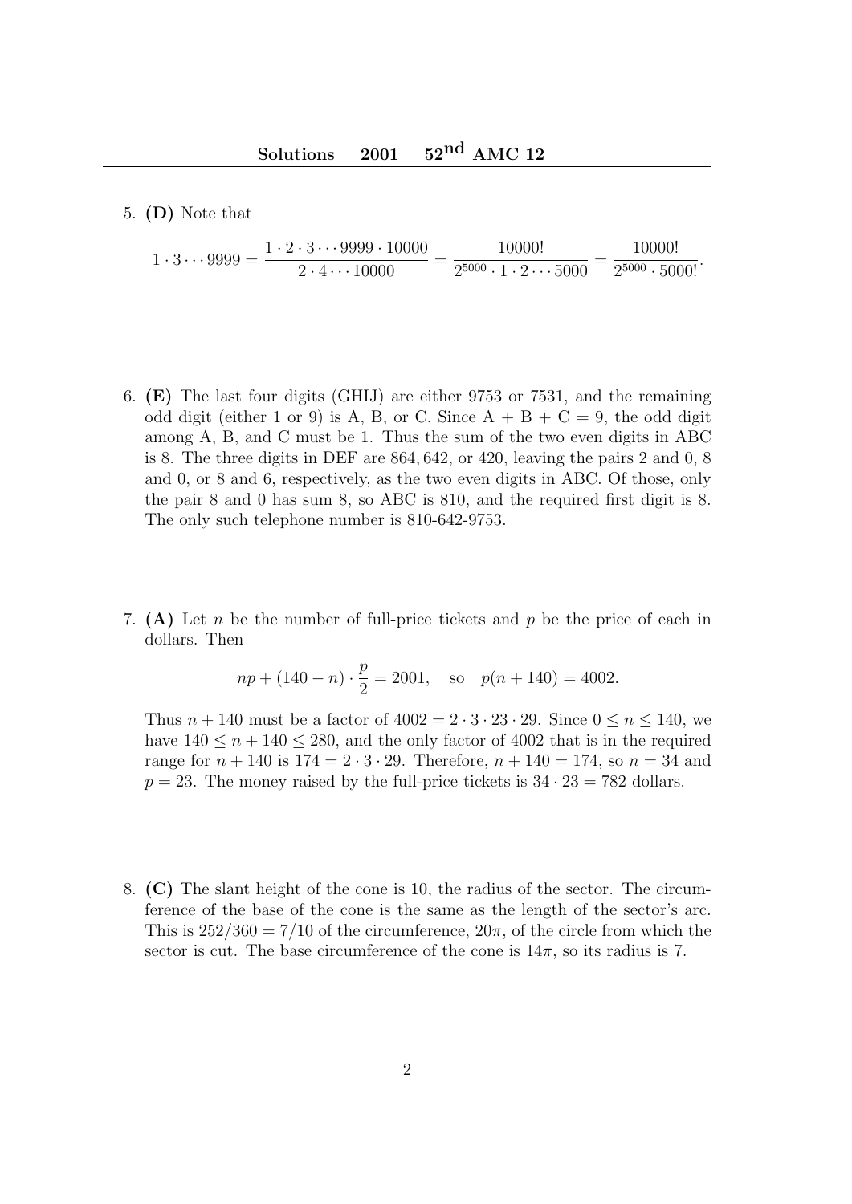5. **(D)** Note that

$$1 \cdot 3 \cdots 9999 = \frac{1 \cdot 2 \cdot 3 \cdots 9999 \cdot 10000}{2 \cdot 4 \cdots 10000} = \frac{10000!}{2^{5000} \cdot 1 \cdot 2 \cdots 5000} = \frac{10000!}{2^{5000} \cdot 5000!}.$$

6. **(E)** The last four digits (GHIJ) are either 9753 or 7531, and the remaining odd digit (either 1 or 9) is A, B, or C. Since A + B + C = 9, the odd digit among A, B, and C must be 1. Thus the sum of the two even digits in ABC is 8. The three digits in DEF are 864, 642, or 420, leaving the pairs 2 and 0, 8 and 0, or 8 and 6, respectively, as the two even digits in ABC. Of those, only the pair 8 and 0 has sum 8, so ABC is 810, and the required first digit is 8. The only such telephone number is 810-642-9753.

7. **(A)** Let $n$ be the number of full-price tickets and $p$ be the price of each in dollars. Then

$$np + (140 - n) \cdot \frac{p}{2} = 2001, \quad \text{so} \quad p(n + 140) = 4002.$$

Thus $n + 140$ must be a factor of $4002 = 2 \cdot 3 \cdot 23 \cdot 29$. Since $0 \le n \le 140$, we have $140 \le n + 140 \le 280$, and the only factor of 4002 that is in the required range for $n + 140$ is $174 = 2 \cdot 3 \cdot 29$. Therefore, $n + 140 = 174$, so $n = 34$ and $p = 23$. The money raised by the full-price tickets is $34 \cdot 23 = 782$ dollars.

8. **(C)** The slant height of the cone is 10, the radius of the sector. The circumference of the base of the cone is the same as the length of the sector's arc. This is $252/360 = 7/10$ of the circumference, $20\pi$, of the circle from which the sector is cut. The base circumference of the cone is $14\pi$, so its radius is 7.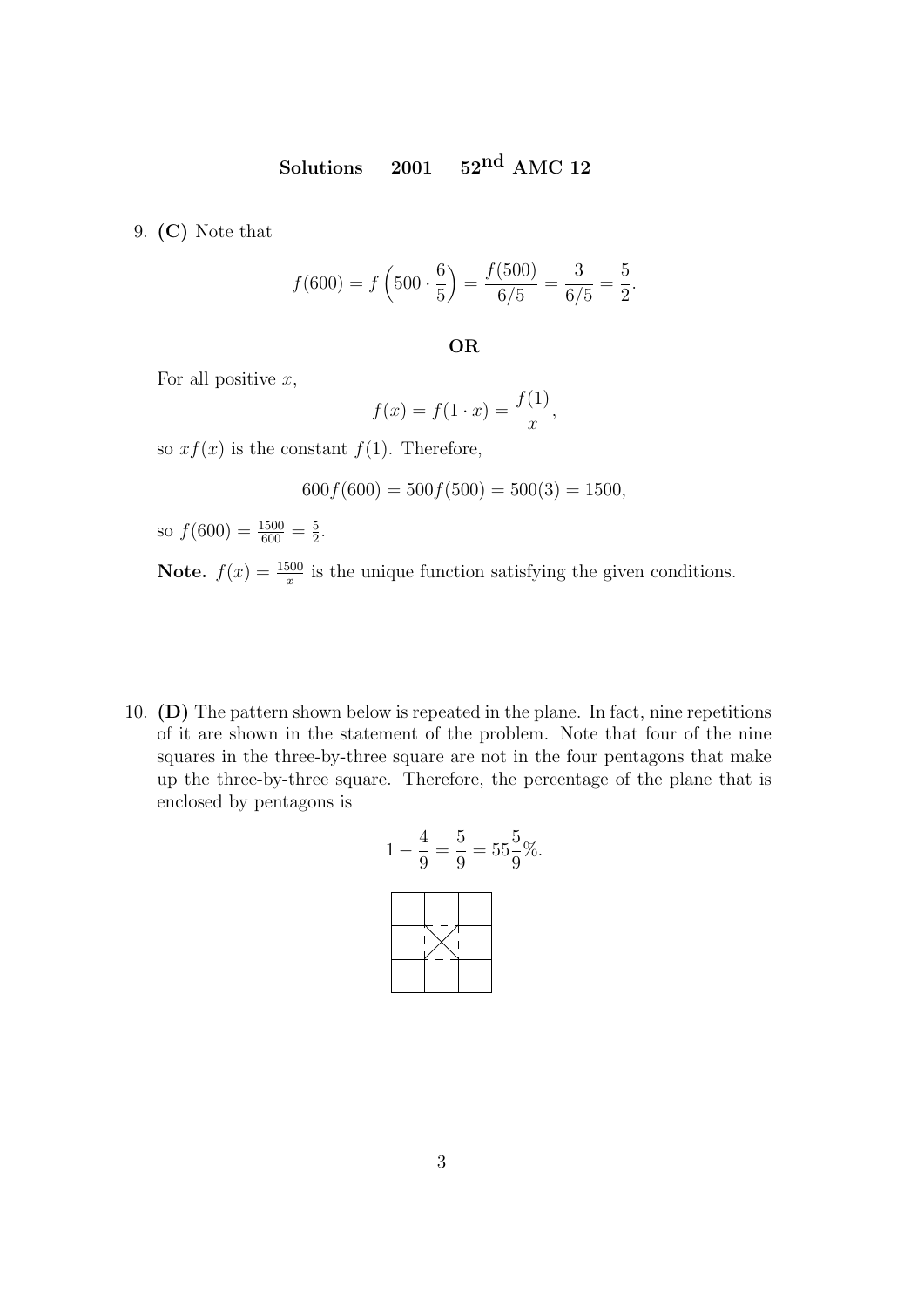9. **(C)** Note that

$$f(600) = f\left(500 \cdot \frac{6}{5}\right) = \frac{f(500)}{6/5} = \frac{3}{6/5} = \frac{5}{2}.$$

**OR**

For all positive $x$,

$$f(x) = f(1 \cdot x) = \frac{f(1)}{x},$$

so $xf(x)$ is the constant $f(1)$. Therefore,

$$600f(600) = 500f(500) = 500(3) = 1500,$$

so $f(600) = \frac{1500}{600} = \frac{5}{2}$.

**Note.** $f(x) = \frac{1500}{x}$ is the unique function satisfying the given conditions.

10. **(D)** The pattern shown below is repeated in the plane. In fact, nine repetitions of it are shown in the statement of the problem. Note that four of the nine squares in the three-by-three square are not in the four pentagons that make up the three-by-three square. Therefore, the percentage of the plane that is enclosed by pentagons is

$$1 - \frac{4}{9} = \frac{5}{9} = 55\frac{5}{9}\%.$$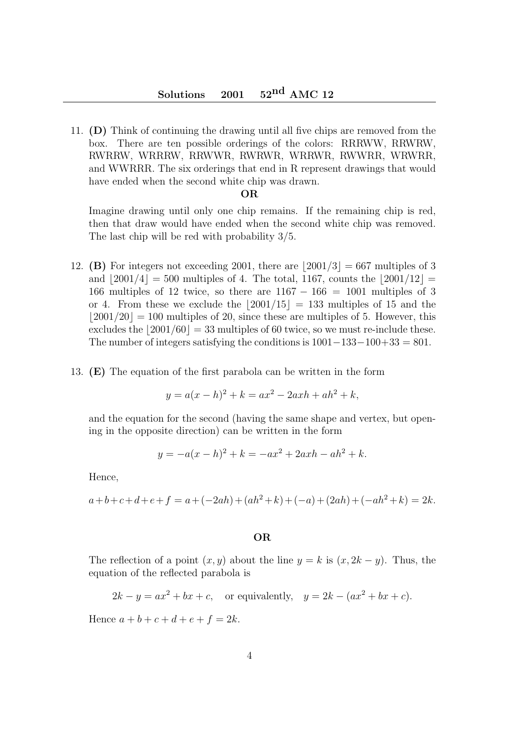11. **(D)** Think of continuing the drawing until all five chips are removed from the box. There are ten possible orderings of the colors: RRRWW, RRWRW, RWRRW, WRRRW, RRWWR, RWRWR, WRRWR, RWWRR, WRWRR, and WWRRR. The six orderings that end in R represent drawings that would have ended when the second white chip was drawn.

**OR**

Imagine drawing until only one chip remains. If the remaining chip is red, then that draw would have ended when the second white chip was removed. The last chip will be red with probability 3/5.

12. **(B)** For integers not exceeding 2001, there are $\lfloor 2001/3 \rfloor = 667$ multiples of 3 and $\lfloor 2001/4 \rfloor = 500$ multiples of 4. The total, 1167, counts the $\lfloor 2001/12 \rfloor = 166$ multiples of 12 twice, so there are $1167 - 166 = 1001$ multiples of 3 or 4. From these we exclude the $\lfloor 2001/15 \rfloor = 133$ multiples of 15 and the $\lfloor 2001/20 \rfloor = 100$ multiples of 20, since these are multiples of 5. However, this excludes the $\lfloor 2001/60 \rfloor = 33$ multiples of 60 twice, so we must re-include these. The number of integers satisfying the conditions is $1001-133-100+33 = 801$.

13. **(E)** The equation of the first parabola can be written in the form

$$y = a(x-h)^2 + k = ax^2 - 2axh + ah^2 + k,$$

and the equation for the second (having the same shape and vertex, but opening in the opposite direction) can be written in the form

$$y = -a(x-h)^2 + k = -ax^2 + 2axh - ah^2 + k.$$

Hence,

$$a+b+c+d+e+f = a+(-2ah)+(ah^2+k)+(-a)+(2ah)+(-ah^2+k) = 2k.$$

**OR**

The reflection of a point $(x, y)$ about the line $y = k$ is $(x, 2k - y)$. Thus, the equation of the reflected parabola is

$$2k - y = ax^2 + bx + c, \quad \text{or equivalently,} \quad y = 2k - (ax^2 + bx + c).$$

Hence $a + b + c + d + e + f = 2k$.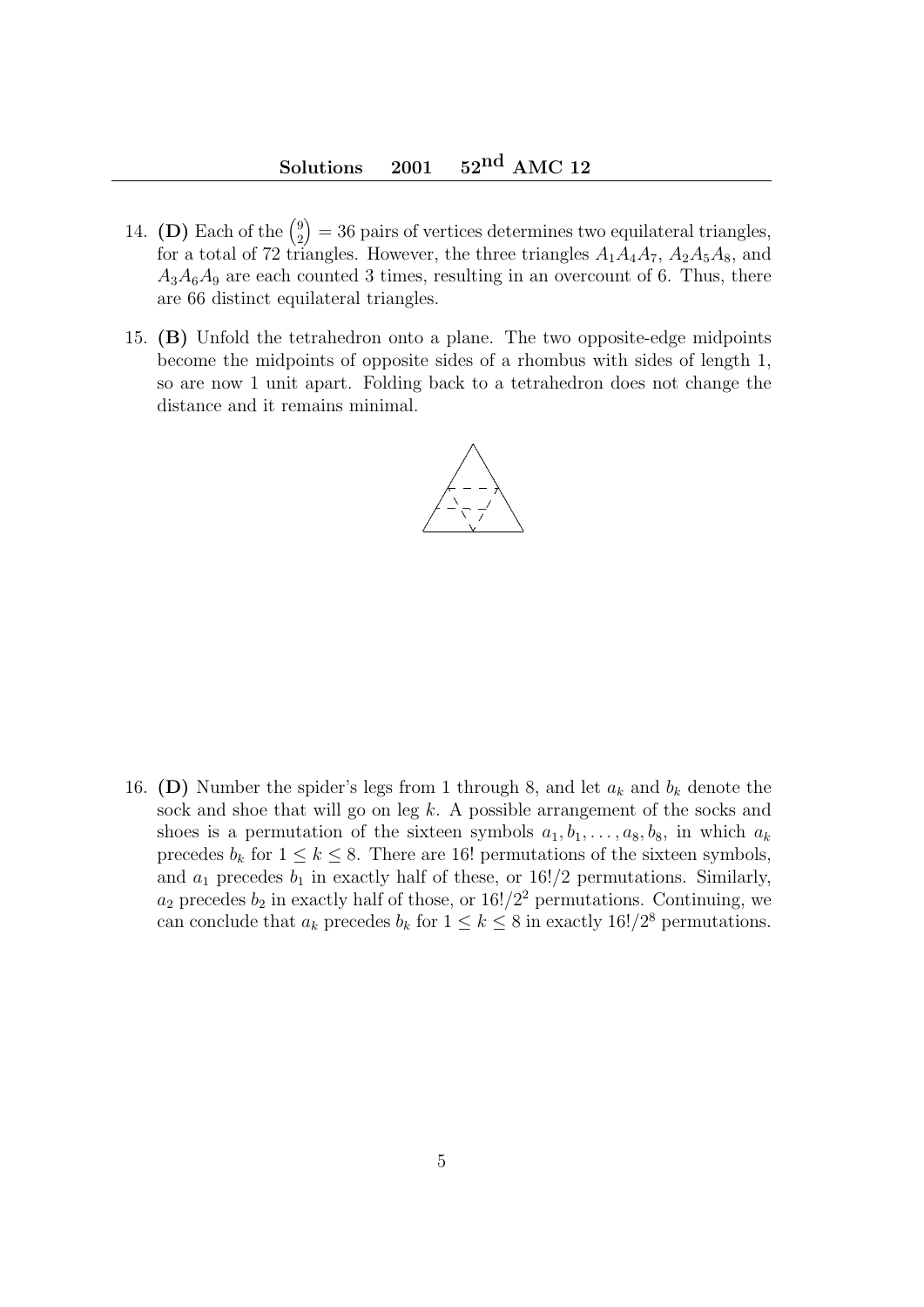14. **(D)** Each of the $\binom{9}{2} = 36$ pairs of vertices determines two equilateral triangles, for a total of 72 triangles. However, the three triangles $A_1A_4A_7$, $A_2A_5A_8$, and $A_3A_6A_9$ are each counted 3 times, resulting in an overcount of 6. Thus, there are 66 distinct equilateral triangles.

15. **(B)** Unfold the tetrahedron onto a plane. The two opposite-edge midpoints become the midpoints of opposite sides of a rhombus with sides of length 1, so are now 1 unit apart. Folding back to a tetrahedron does not change the distance and it remains minimal.

16. **(D)** Number the spider's legs from 1 through 8, and let $a_k$ and $b_k$ denote the sock and shoe that will go on leg $k$. A possible arrangement of the socks and shoes is a permutation of the sixteen symbols $a_1, b_1, \ldots, a_8, b_8$, in which $a_k$ precedes $b_k$ for $1 \leq k \leq 8$. There are 16! permutations of the sixteen symbols, and $a_1$ precedes $b_1$ in exactly half of these, or $16!/2$ permutations. Similarly, $a_2$ precedes $b_2$ in exactly half of those, or $16!/2^2$ permutations. Continuing, we can conclude that $a_k$ precedes $b_k$ for $1 \leq k \leq 8$ in exactly $16!/2^8$ permutations.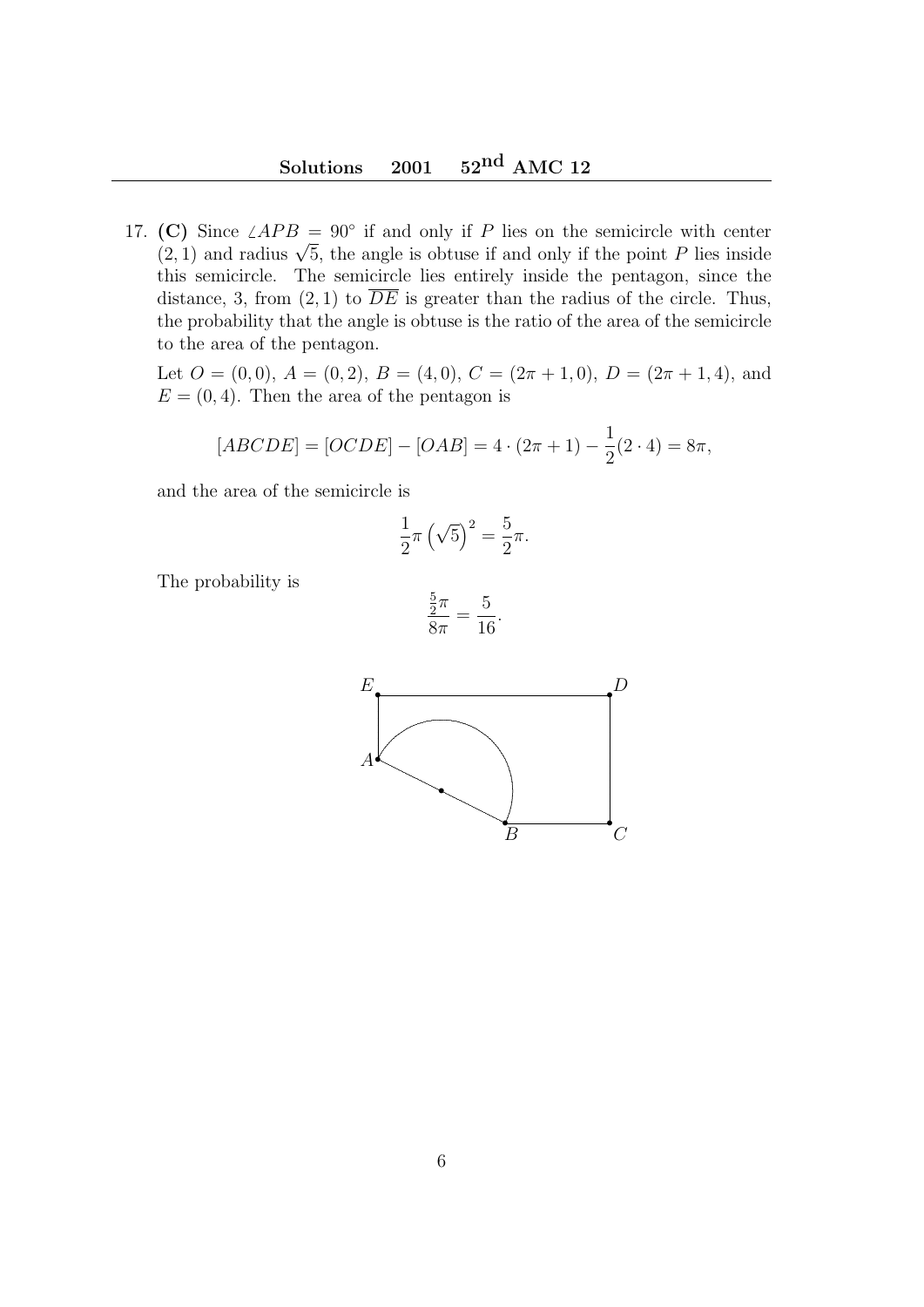17. **(C)** Since $\angle APB = 90^\circ$ if and only if $P$ lies on the semicircle with center $(2,1)$ and radius $\sqrt{5}$, the angle is obtuse if and only if the point $P$ lies inside this semicircle. The semicircle lies entirely inside the pentagon, since the distance, 3, from $(2,1)$ to $\overline{DE}$ is greater than the radius of the circle. Thus, the probability that the angle is obtuse is the ratio of the area of the semicircle to the area of the pentagon.

Let $O = (0,0)$, $A = (0,2)$, $B = (4,0)$, $C = (2\pi + 1, 0)$, $D = (2\pi + 1, 4)$, and $E = (0,4)$. Then the area of the pentagon is

$$[ABCDE] = [OCDE] - [OAB] = 4 \cdot (2\pi + 1) - \frac{1}{2}(2 \cdot 4) = 8\pi,$$

and the area of the semicircle is

$$\frac{1}{2}\pi\left(\sqrt{5}\right)^2 = \frac{5}{2}\pi.$$

The probability is

$$\frac{\frac{5}{2}\pi}{8\pi} = \frac{5}{16}.$$

E

D

A

B

C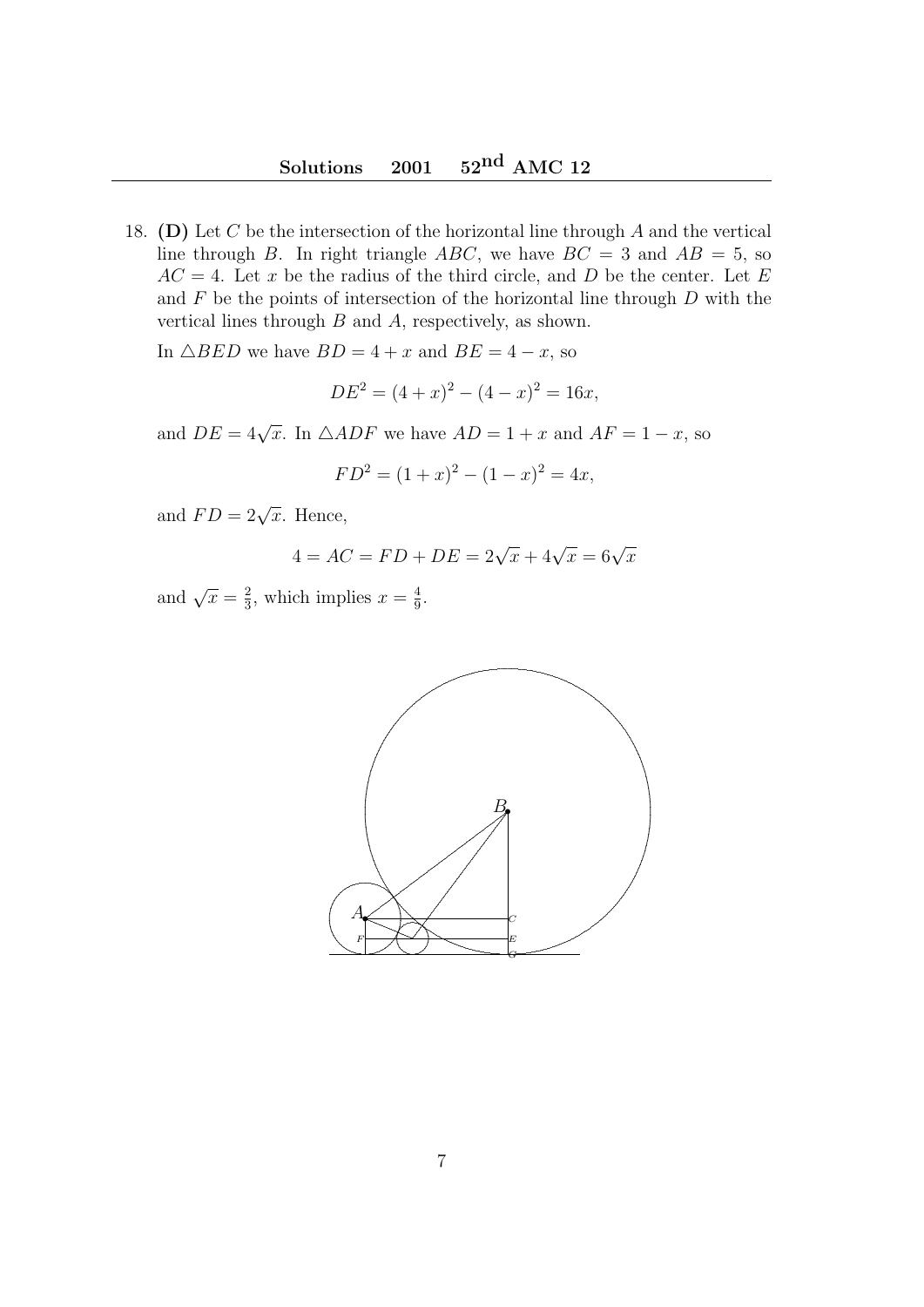18. **(D)** Let $C$ be the intersection of the horizontal line through $A$ and the vertical line through $B$. In right triangle $ABC$, we have $BC = 3$ and $AB = 5$, so $AC = 4$. Let $x$ be the radius of the third circle, and $D$ be the center. Let $E$ and $F$ be the points of intersection of the horizontal line through $D$ with the vertical lines through $B$ and $A$, respectively, as shown.

In $\triangle BED$ we have $BD = 4 + x$ and $BE = 4 - x$, so

$$DE^2 = (4 + x)^2 - (4 - x)^2 = 16x,$$

and $DE = 4\sqrt{x}$. In $\triangle ADF$ we have $AD = 1 + x$ and $AF = 1 - x$, so

$$FD^2 = (1 + x)^2 - (1 - x)^2 = 4x,$$

and $FD = 2\sqrt{x}$. Hence,

$$4 = AC = FD + DE = 2\sqrt{x} + 4\sqrt{x} = 6\sqrt{x}$$

and $\sqrt{x} = \frac{2}{3}$, which implies $x = \frac{4}{9}$.

B
A
C
F
E
G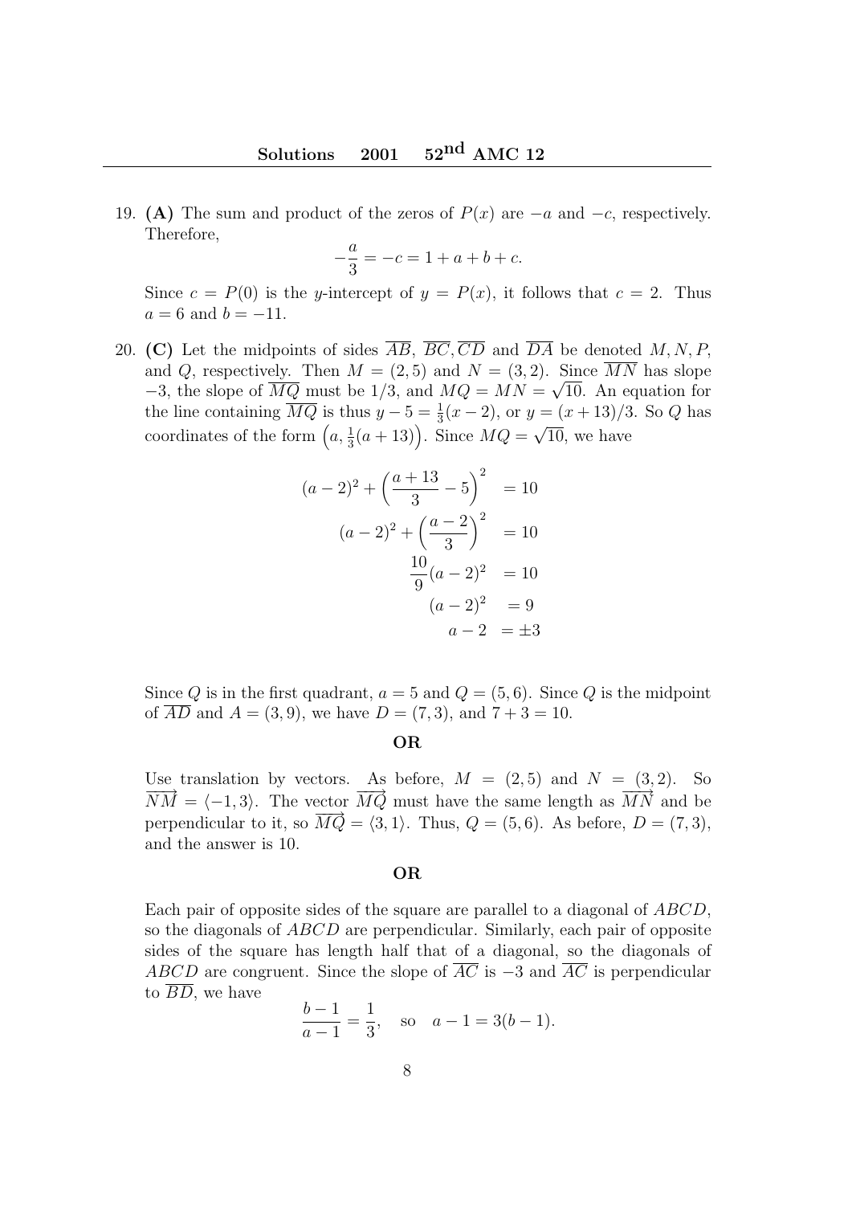19. **(A)** The sum and product of the zeros of $P(x)$ are $-a$ and $-c$, respectively. Therefore,

$$-\frac{a}{3} = -c = 1 + a + b + c.$$

Since $c = P(0)$ is the $y$-intercept of $y = P(x)$, it follows that $c = 2$. Thus $a = 6$ and $b = -11$.

20. **(C)** Let the midpoints of sides $\overline{AB}$, $\overline{BC}$, $\overline{CD}$ and $\overline{DA}$ be denoted $M, N, P$, and $Q$, respectively. Then $M = (2,5)$ and $N = (3,2)$. Since $\overline{MN}$ has slope $-3$, the slope of $\overline{MQ}$ must be $1/3$, and $MQ = MN = \sqrt{10}$. An equation for the line containing $\overline{MQ}$ is thus $y - 5 = \frac{1}{3}(x-2)$, or $y = (x+13)/3$. So $Q$ has coordinates of the form $\left(a, \frac{1}{3}(a+13)\right)$. Since $MQ = \sqrt{10}$, we have

$$\begin{aligned}
(a-2)^2 + \left(\frac{a+13}{3} - 5\right)^2 &= 10 \\
(a-2)^2 + \left(\frac{a-2}{3}\right)^2 &= 10 \\
\frac{10}{9}(a-2)^2 &= 10 \\
(a-2)^2 &= 9 \\
a-2 &= \pm 3
\end{aligned}$$

Since $Q$ is in the first quadrant, $a = 5$ and $Q = (5,6)$. Since $Q$ is the midpoint of $\overline{AD}$ and $A = (3,9)$, we have $D = (7,3)$, and $7 + 3 = 10$.

**OR**

Use translation by vectors. As before, $M = (2,5)$ and $N = (3,2)$. So $\overrightarrow{NM} = \langle -1, 3\rangle$. The vector $\overrightarrow{MQ}$ must have the same length as $\overrightarrow{MN}$ and be perpendicular to it, so $\overrightarrow{MQ} = \langle 3, 1\rangle$. Thus, $Q = (5,6)$. As before, $D = (7,3)$, and the answer is 10.

**OR**

Each pair of opposite sides of the square are parallel to a diagonal of $ABCD$, so the diagonals of $ABCD$ are perpendicular. Similarly, each pair of opposite sides of the square has length half that of a diagonal, so the diagonals of $ABCD$ are congruent. Since the slope of $\overline{AC}$ is $-3$ and $\overline{AC}$ is perpendicular to $\overline{BD}$, we have

$$\frac{b-1}{a-1} = \frac{1}{3}, \quad \text{so} \quad a - 1 = 3(b-1).$$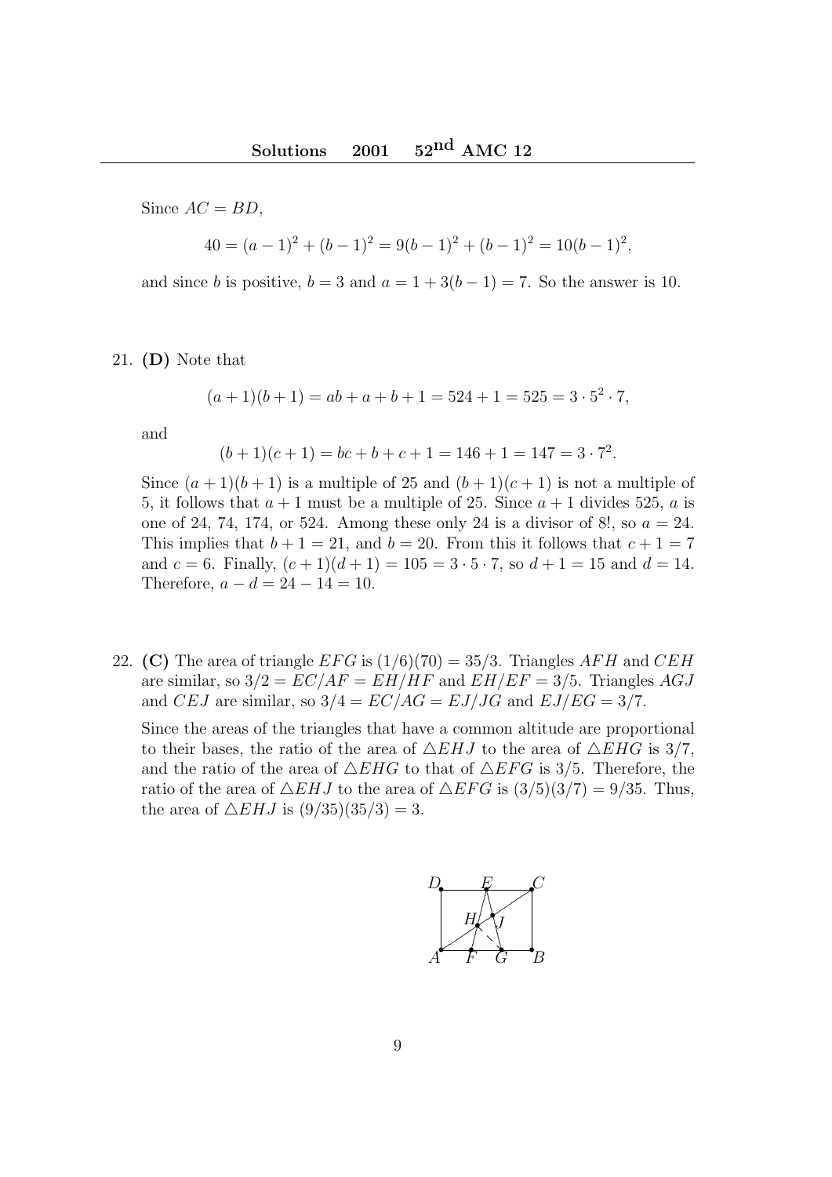Since $AC = BD$,

$$40 = (a-1)^2 + (b-1)^2 = 9(b-1)^2 + (b-1)^2 = 10(b-1)^2,$$

and since $b$ is positive, $b = 3$ and $a = 1 + 3(b-1) = 7$. So the answer is 10.

21. **(D)** Note that

$$(a+1)(b+1) = ab + a + b + 1 = 524 + 1 = 525 = 3 \cdot 5^2 \cdot 7,$$

and

$$(b+1)(c+1) = bc + b + c + 1 = 146 + 1 = 147 = 3 \cdot 7^2.$$

Since $(a+1)(b+1)$ is a multiple of 25 and $(b+1)(c+1)$ is not a multiple of 5, it follows that $a+1$ must be a multiple of 25. Since $a+1$ divides 525, $a$ is one of 24, 74, 174, or 524. Among these only 24 is a divisor of 8!, so $a = 24$. This implies that $b + 1 = 21$, and $b = 20$. From this it follows that $c + 1 = 7$ and $c = 6$. Finally, $(c+1)(d+1) = 105 = 3 \cdot 5 \cdot 7$, so $d + 1 = 15$ and $d = 14$. Therefore, $a - d = 24 - 14 = 10$.

22. **(C)** The area of triangle $EFG$ is $(1/6)(70) = 35/3$. Triangles $AFH$ and $CEH$ are similar, so $3/2 = EC/AF = EH/HF$ and $EH/EF = 3/5$. Triangles $AGJ$ and $CEJ$ are similar, so $3/4 = EC/AG = EJ/JG$ and $EJ/EG = 3/7$.

Since the areas of the triangles that have a common altitude are proportional to their bases, the ratio of the area of $\triangle EHJ$ to the area of $\triangle EHG$ is $3/7$, and the ratio of the area of $\triangle EHG$ to that of $\triangle EFG$ is $3/5$. Therefore, the ratio of the area of $\triangle EHJ$ to the area of $\triangle EFG$ is $(3/5)(3/7) = 9/35$. Thus, the area of $\triangle EHJ$ is $(9/35)(35/3) = 3$.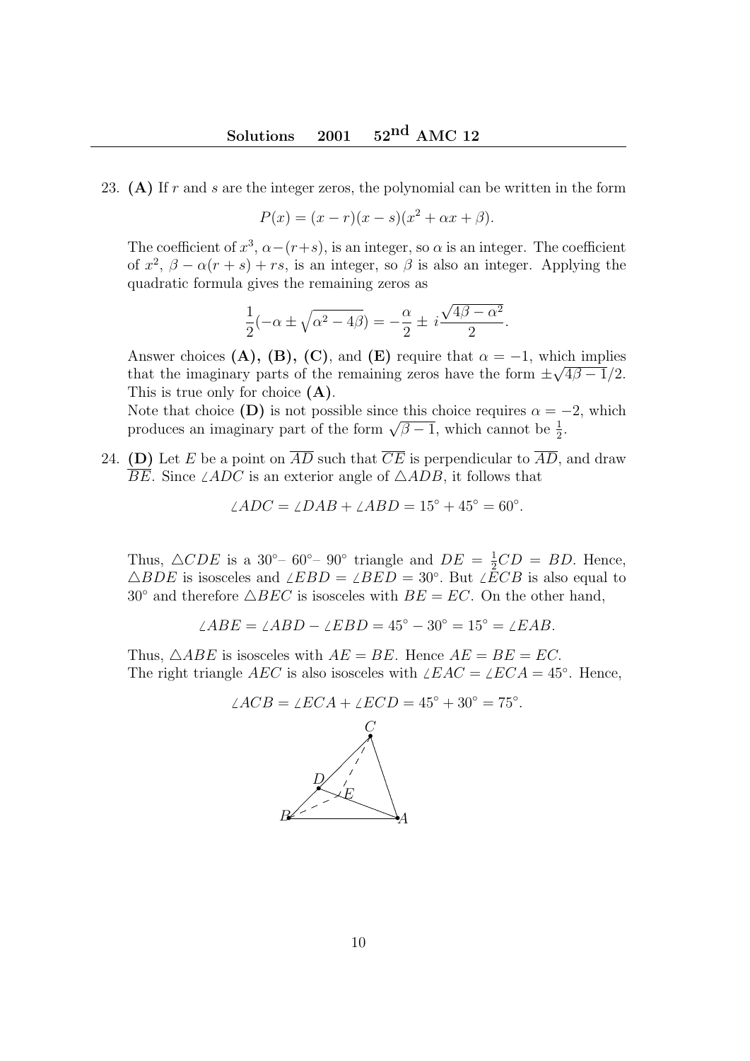23. **(A)** If $r$ and $s$ are the integer zeros, the polynomial can be written in the form

$$P(x) = (x - r)(x - s)(x^2 + \alpha x + \beta).$$

The coefficient of $x^3$, $\alpha - (r+s)$, is an integer, so $\alpha$ is an integer. The coefficient of $x^2$, $\beta - \alpha(r + s) + rs$, is an integer, so $\beta$ is also an integer. Applying the quadratic formula gives the remaining zeros as

$$\frac{1}{2}(-\alpha \pm \sqrt{\alpha^2 - 4\beta}) = -\frac{\alpha}{2} \pm i\frac{\sqrt{4\beta - \alpha^2}}{2}.$$

Answer choices **(A), (B), (C)**, and **(E)** require that $\alpha = -1$, which implies that the imaginary parts of the remaining zeros have the form $\pm\sqrt{4\beta - 1}/2$. This is true only for choice **(A)**.

Note that choice **(D)** is not possible since this choice requires $\alpha = -2$, which produces an imaginary part of the form $\sqrt{\beta - 1}$, which cannot be $\frac{1}{2}$.

24. **(D)** Let $E$ be a point on $\overline{AD}$ such that $\overline{CE}$ is perpendicular to $\overline{AD}$, and draw $\overline{BE}$. Since $\angle ADC$ is an exterior angle of $\triangle ADB$, it follows that

$$\angle ADC = \angle DAB + \angle ABD = 15^\circ + 45^\circ = 60^\circ.$$

Thus, $\triangle CDE$ is a $30^\circ$– $60^\circ$– $90^\circ$ triangle and $DE = \frac{1}{2}CD = BD$. Hence, $\triangle BDE$ is isosceles and $\angle EBD = \angle BED = 30^\circ$. But $\angle ECB$ is also equal to $30^\circ$ and therefore $\triangle BEC$ is isosceles with $BE = EC$. On the other hand,

$$\angle ABE = \angle ABD - \angle EBD = 45^\circ - 30^\circ = 15^\circ = \angle EAB.$$

Thus, $\triangle ABE$ is isosceles with $AE = BE$. Hence $AE = BE = EC$.
The right triangle $AEC$ is also isosceles with $\angle EAC = \angle ECA = 45^\circ$. Hence,

$$\angle ACB = \angle ECA + \angle ECD = 45^\circ + 30^\circ = 75^\circ.$$

C
D
E
B
A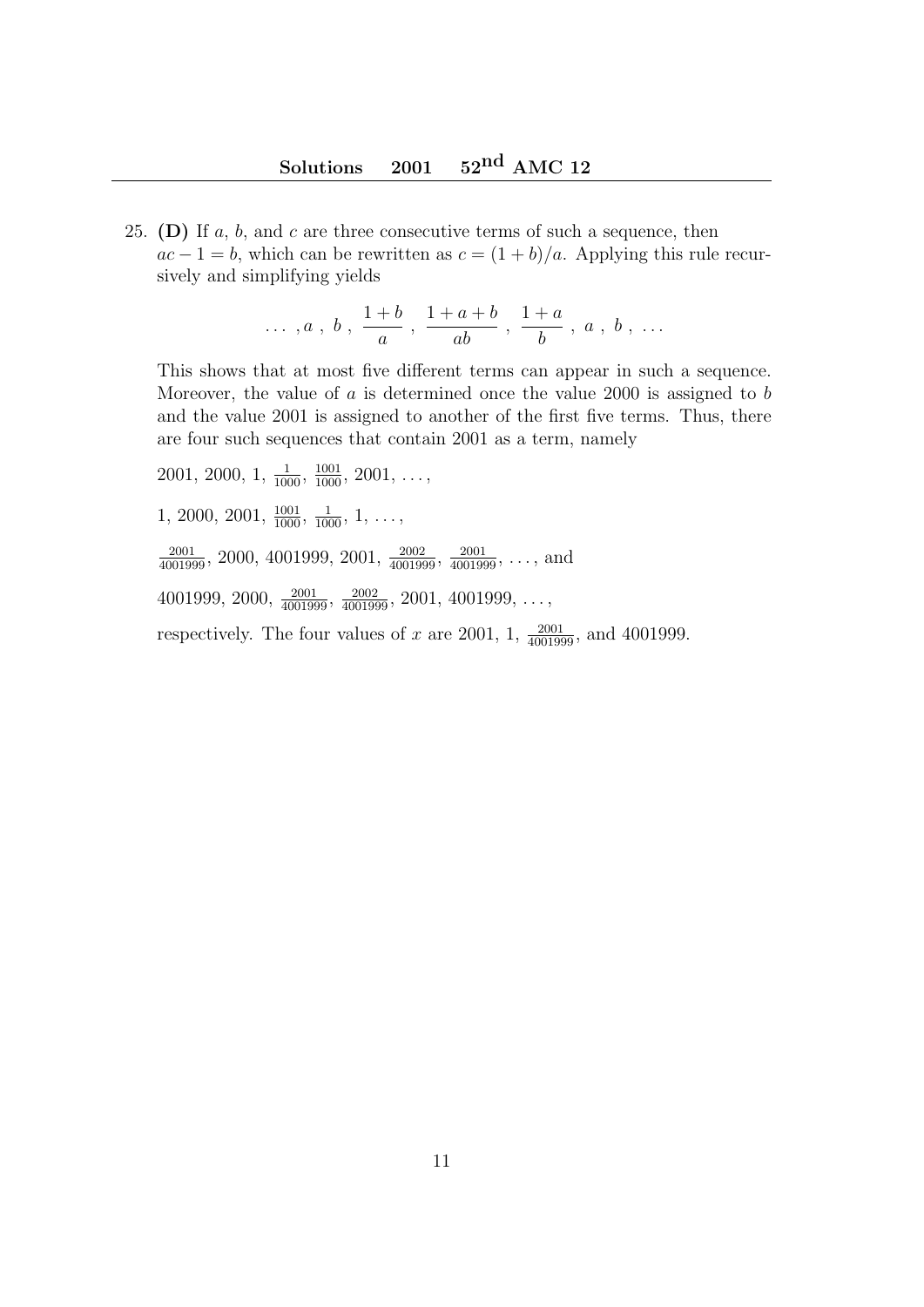25. **(D)** If $a$, $b$, and $c$ are three consecutive terms of such a sequence, then $ac - 1 = b$, which can be rewritten as $c = (1+b)/a$. Applying this rule recursively and simplifying yields

$$\ldots\ , a\ ,\ b\ ,\ \frac{1+b}{a}\ ,\ \frac{1+a+b}{ab}\ ,\ \frac{1+a}{b}\ ,\ a\ ,\ b\ ,\ \ldots$$

This shows that at most five different terms can appear in such a sequence. Moreover, the value of $a$ is determined once the value 2000 is assigned to $b$ and the value 2001 is assigned to another of the first five terms. Thus, there are four such sequences that contain 2001 as a term, namely

$2001,\ 2000,\ 1,\ \frac{1}{1000},\ \frac{1001}{1000},\ 2001,\ \ldots,$

$1,\ 2000,\ 2001,\ \frac{1001}{1000},\ \frac{1}{1000},\ 1,\ \ldots,$

$\frac{2001}{4001999},\ 2000,\ 4001999,\ 2001,\ \frac{2002}{4001999},\ \frac{2001}{4001999},\ \ldots,$ and

$4001999,\ 2000,\ \frac{2001}{4001999},\ \frac{2002}{4001999},\ 2001,\ 4001999,\ \ldots,$

respectively. The four values of $x$ are 2001, 1, $\frac{2001}{4001999}$, and 4001999.